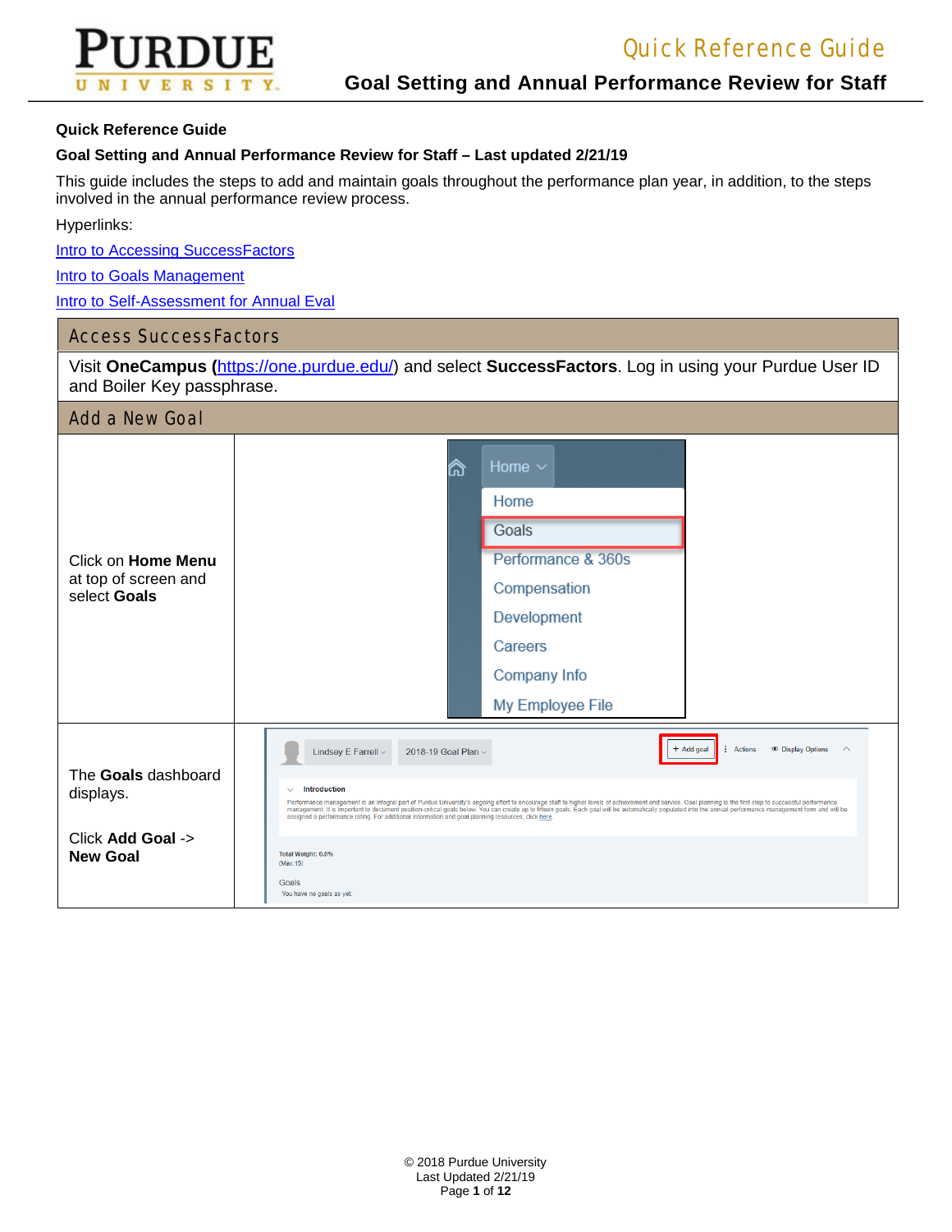**Quick Reference Guide**

**Goal Setting and Annual Performance Review for Staff – Last updated 2/21/19**

This guide includes the steps to add and maintain goals throughout the performance plan year, in addition, to the steps involved in the annual performance review process.

Hyperlinks:

Intro to Accessing SuccessFactors

Intro to Goals Management

Intro to Self-Assessment for Annual Eval

## Access SuccessFactors

Visit **OneCampus (**https://one.purdue.edu/) and select **SuccessFactors**. Log in using your Purdue User ID and Boiler Key passphrase.

## Add a New Goal

| | |
|---|---|
| Click on **Home Menu** at top of screen and select **Goals** | |
| The **Goals** dashboard displays.<br><br>Click **Add Goal** -> **New Goal** | |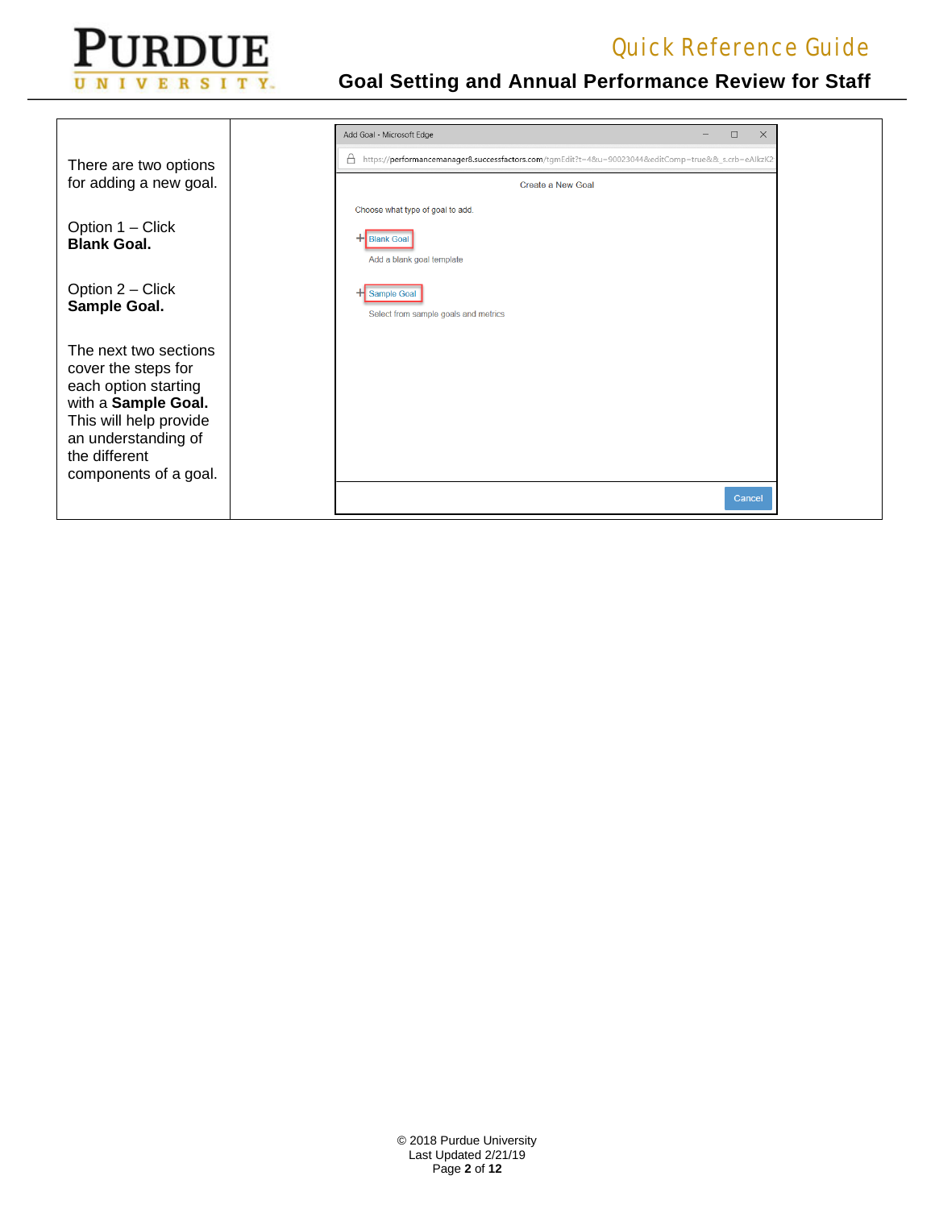There are two options for adding a new goal.

Option 1 – Click **Blank Goal.**

Option 2 – Click **Sample Goal.**

The next two sections cover the steps for each option starting with a **Sample Goal.** This will help provide an understanding of the different components of a goal.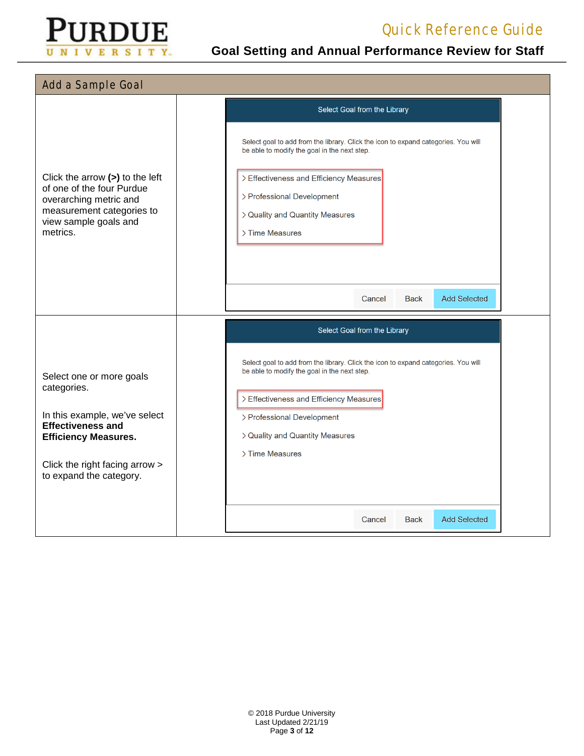## Add a Sample Goal

| | |
|---|---|
| Click the arrow **(>)** to the left of one of the four Purdue overarching metric and measurement categories to view sample goals and metrics. | Select Goal from the Library<br><br>Select goal to add from the library. Click the icon to expand categories. You will be able to modify the goal in the next step.<br><br>> Effectiveness and Efficiency Measures<br>> Professional Development<br>> Quality and Quantity Measures<br>> Time Measures<br><br>Cancel Back Add Selected |
| Select one or more goals categories.<br><br>In this example, we've select **Effectiveness and Efficiency Measures.**<br><br>Click the right facing arrow > to expand the category. | Select Goal from the Library<br><br>Select goal to add from the library. Click the icon to expand categories. You will be able to modify the goal in the next step.<br><br>> Effectiveness and Efficiency Measures<br>> Professional Development<br>> Quality and Quantity Measures<br>> Time Measures<br><br>Cancel Back Add Selected |

© 2018 Purdue University
Last Updated 2/21/19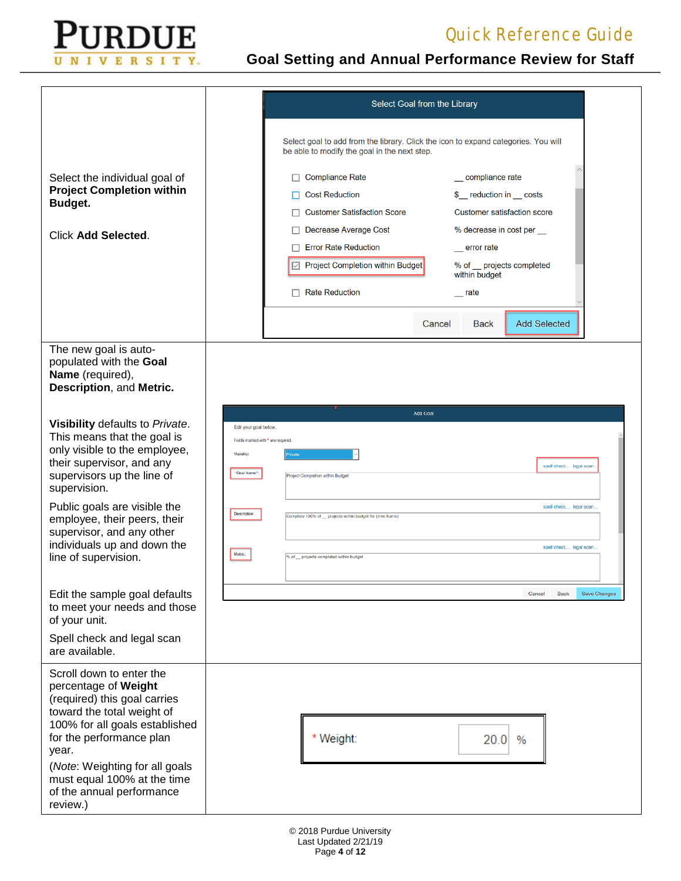| | |
|---|---|
| Select the individual goal of **Project Completion within Budget.**<br><br>Click **Add Selected**. | **Select Goal from the Library**<br><br>Select goal to add from the library. Click the icon to expand categories. You will be able to modify the goal in the next step.<br><br>☐ Compliance Rate — __ compliance rate<br>☐ Cost Reduction — $__ reduction in __ costs<br>☐ Customer Satisfaction Score — Customer satisfaction score<br>☐ Decrease Average Cost — % decrease in cost per __<br>☐ Error Rate Reduction — __ error rate<br>☑ Project Completion within Budget — % of __ projects completed within budget<br>☐ Rate Reduction — __ rate<br><br>Cancel · Back · Add Selected |
| The new goal is auto-populated with the **Goal Name** (required), **Description**, and **Metric.**<br><br>**Visibility** defaults to *Private*. This means that the goal is only visible to the employee, their supervisor, and any supervisors up the line of supervision.<br><br>Public goals are visible the employee, their peers, their supervisor, and any other individuals up and down the line of supervision.<br><br>Edit the sample goal defaults to meet your needs and those of your unit.<br><br>Spell check and legal scan are available. | **Add Goal**<br><br>Edit your goal below.<br>Fields marked with * are required.<br><br>Visibility: Private<br>* Goal Name*: Project Completion within Budget (spell check... legal scan...)<br>Description: Complete 100% of __ projects within budget for (time frame) (spell check... legal scan...)<br>Metric: % of __ projects completed within budget (spell check... legal scan...)<br><br>Cancel · Back · Save Changes |
| Scroll down to enter the percentage of **Weight** (required) this goal carries toward the total weight of 100% for all goals established for the performance plan year.<br><br>(*Note*: Weighting for all goals must equal 100% at the time of the annual performance review.) | * Weight: 20.0 % |

© 2018 Purdue University
Last Updated 2/21/19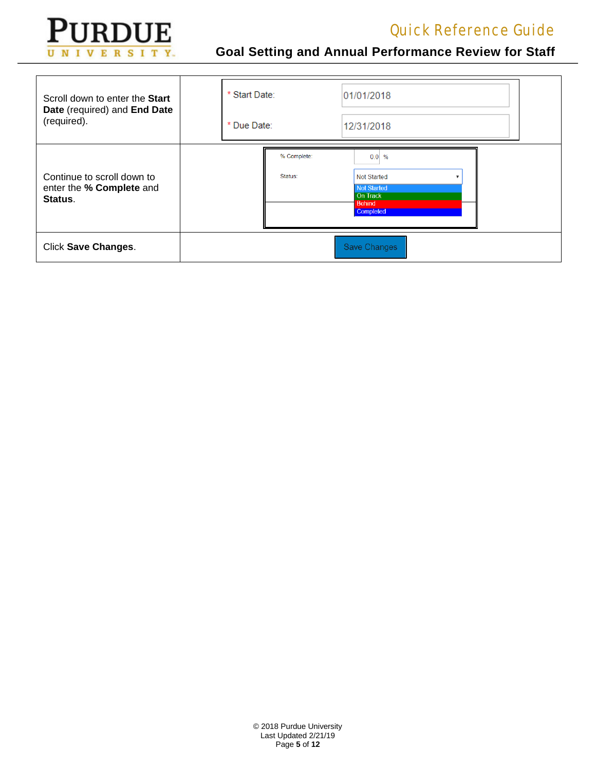| | |
|---|---|
| Scroll down to enter the **Start Date** (required) and **End Date** (required). | * Start Date: 01/01/2018<br>* Due Date: 12/31/2018 |
| Continue to scroll down to enter the **% Complete** and **Status**. | % Complete: 0.0 %<br>Status: Not Started<br>Not Started<br>On Track<br>Behind<br>Completed |
| Click **Save Changes**. | Save Changes |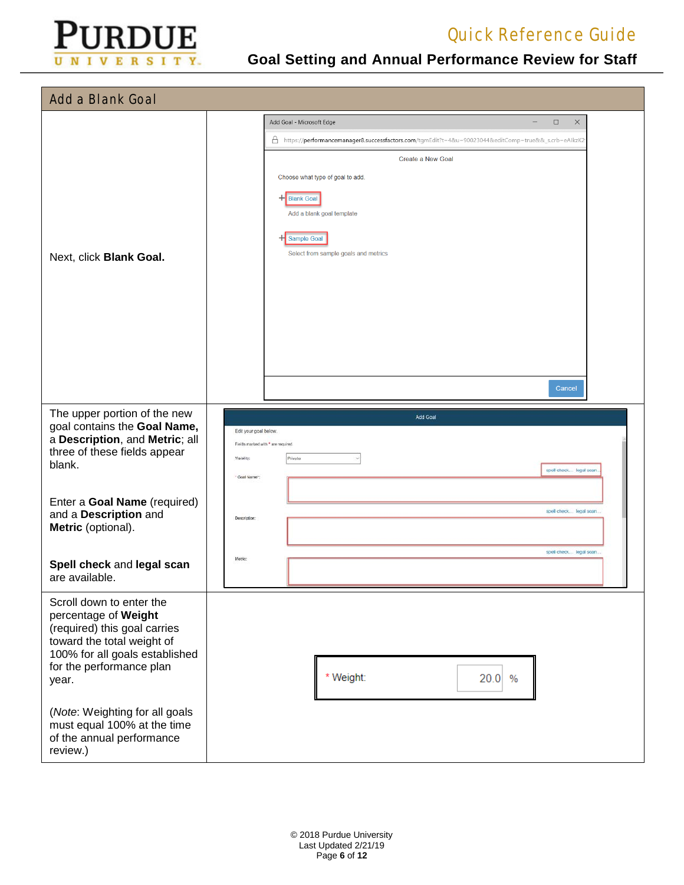## Add a Blank Goal

| | |
|---|---|
| Next, click **Blank Goal.** | |
| The upper portion of the new goal contains the **Goal Name,** a **Description**, and **Metric**; all three of these fields appear blank.<br><br>Enter a **Goal Name** (required) and a **Description** and **Metric** (optional).<br><br>**Spell check** and **legal scan** are available. | |
| Scroll down to enter the percentage of **Weight** (required) this goal carries toward the total weight of 100% for all goals established for the performance plan year.<br><br>(*Note*: Weighting for all goals must equal 100% at the time of the annual performance review.) | |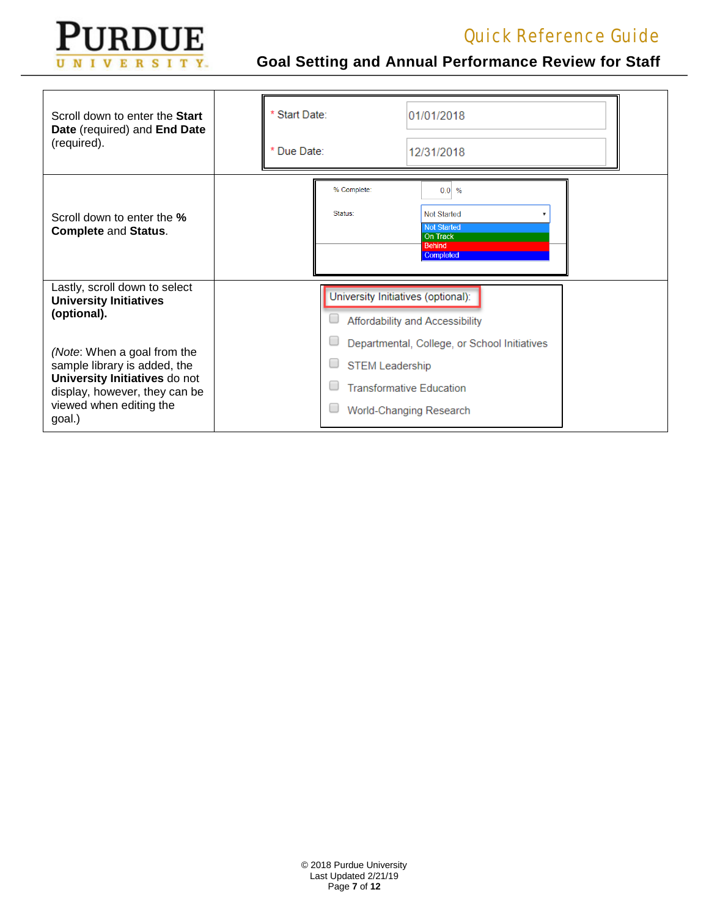| | |
|---|---|
| Scroll down to enter the **Start Date** (required) and **End Date** (required). | * Start Date: 01/01/2018<br>* Due Date: 12/31/2018 |
| Scroll down to enter the **% Complete** and **Status**. | % Complete: 0.0 %<br>Status: Not Started<br>Not Started<br>On Track<br>Behind<br>Completed |
| Lastly, scroll down to select **University Initiatives (optional).**<br><br>*(Note*: When a goal from the sample library is added, the **University Initiatives** do not display, however, they can be viewed when editing the goal.) | University Initiatives (optional):<br>Affordability and Accessibility<br>Departmental, College, or School Initiatives<br>STEM Leadership<br>Transformative Education<br>World-Changing Research |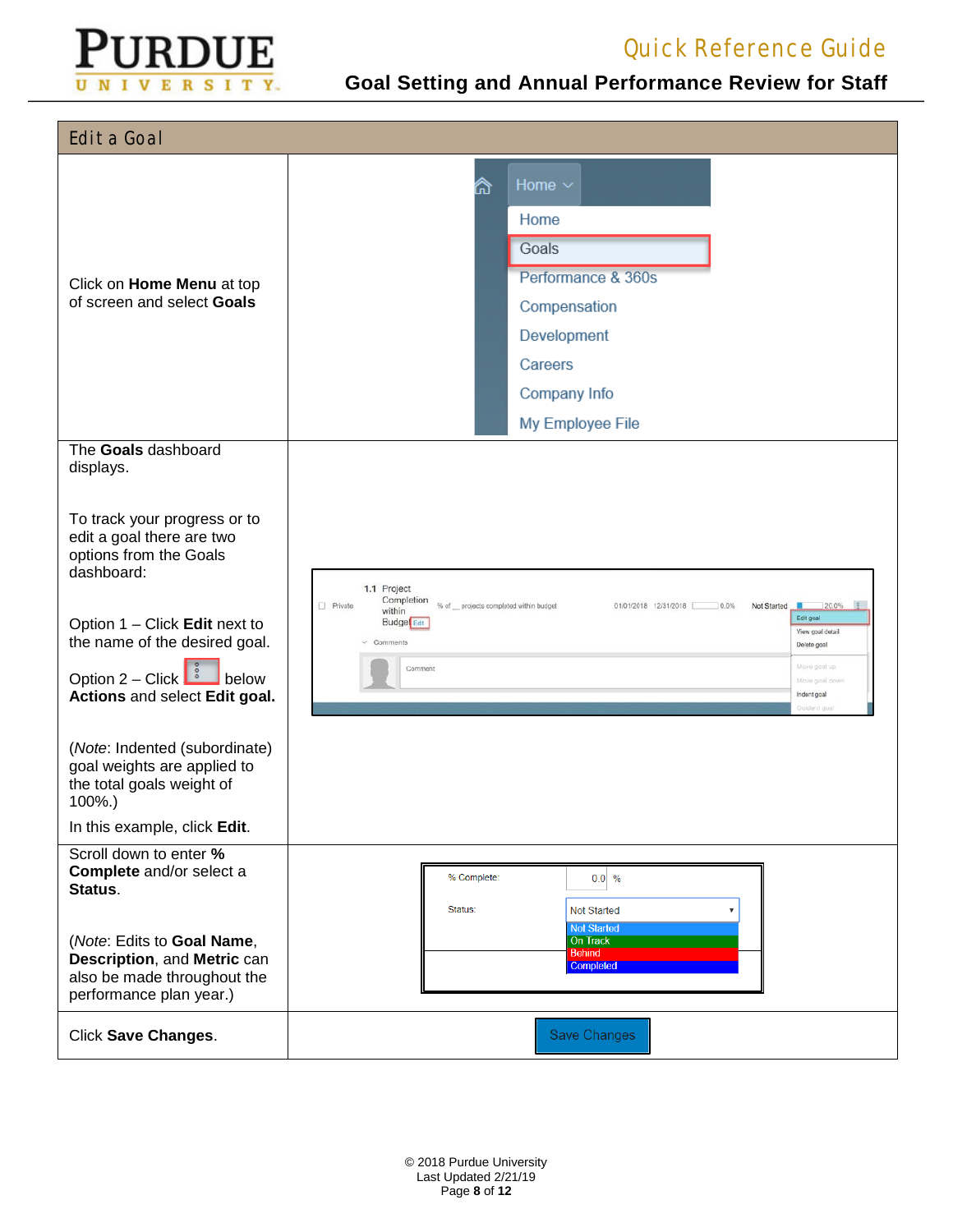## Edit a Goal

| | |
|---|---|
| Click on **Home Menu** at top of screen and select **Goals** | Home · Home · Goals · Performance & 360s · Compensation · Development · Careers · Company Info · My Employee File |
| The **Goals** dashboard displays.<br><br>To track your progress or to edit a goal there are two options from the Goals dashboard:<br><br>Option 1 – Click **Edit** next to the name of the desired goal.<br><br>Option 2 – Click ⋮ below **Actions** and select **Edit goal.**<br><br>(*Note*: Indented (subordinate) goal weights are applied to the total goals weight of 100%.)<br><br>In this example, click **Edit**. | |
| Scroll down to enter **% Complete** and/or select a **Status**.<br><br>(*Note*: Edits to **Goal Name**, **Description**, and **Metric** can also be made throughout the performance plan year.) | % Complete: 0.0 %<br>Status: Not Started<br>Not Started / On Track / Behind / Completed |
| Click **Save Changes**. | Save Changes |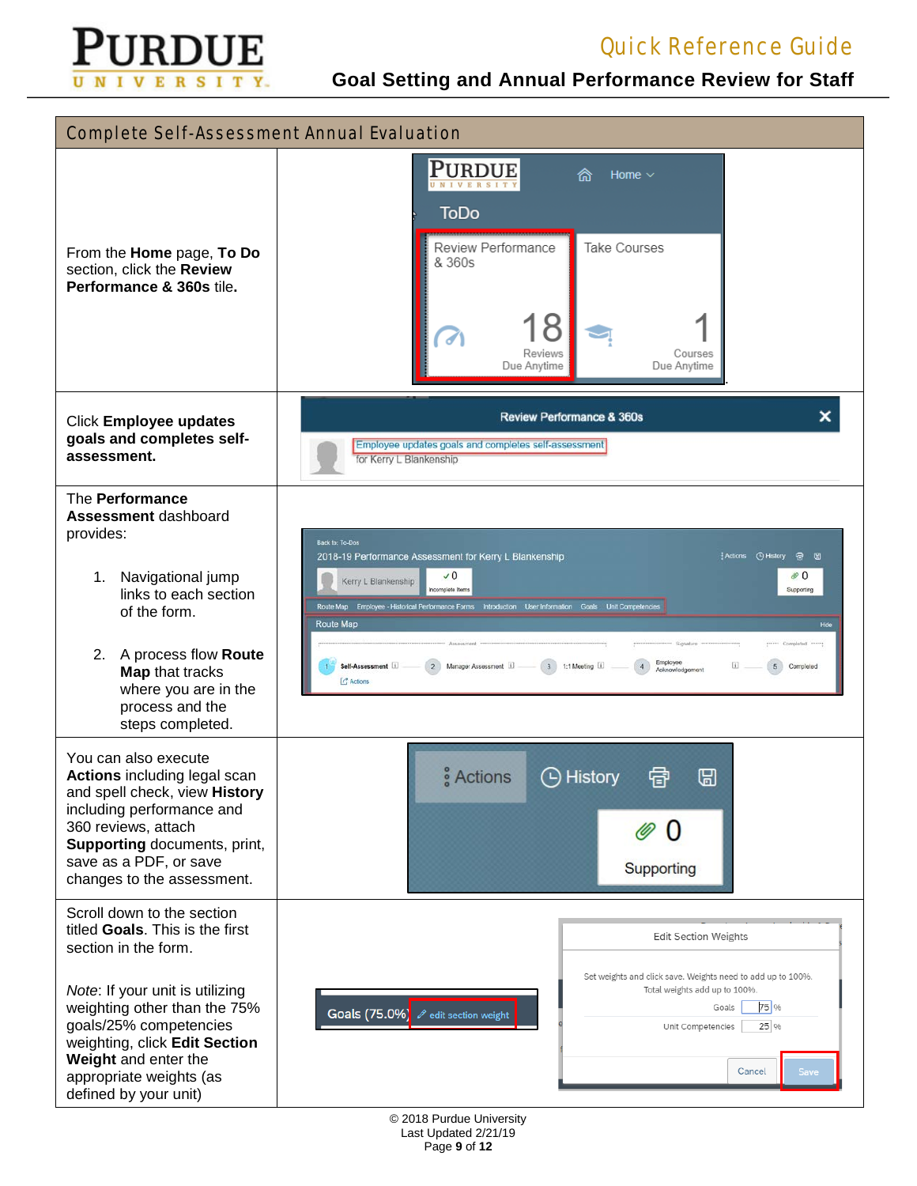## Complete Self-Assessment Annual Evaluation

From the **Home** page, **To Do** section, click the **Review Performance & 360s** tile.

Click **Employee updates goals and completes self-assessment.**

The **Performance Assessment** dashboard provides:

1. Navigational jump links to each section of the form.
2. A process flow **Route Map** that tracks where you are in the process and the steps completed.

You can also execute **Actions** including legal scan and spell check, view **History** including performance and 360 reviews, attach **Supporting** documents, print, save as a PDF, or save changes to the assessment.

Scroll down to the section titled **Goals**. This is the first section in the form.

*Note*: If your unit is utilizing weighting other than the 75% goals/25% competencies weighting, click **Edit Section Weight** and enter the appropriate weights (as defined by your unit)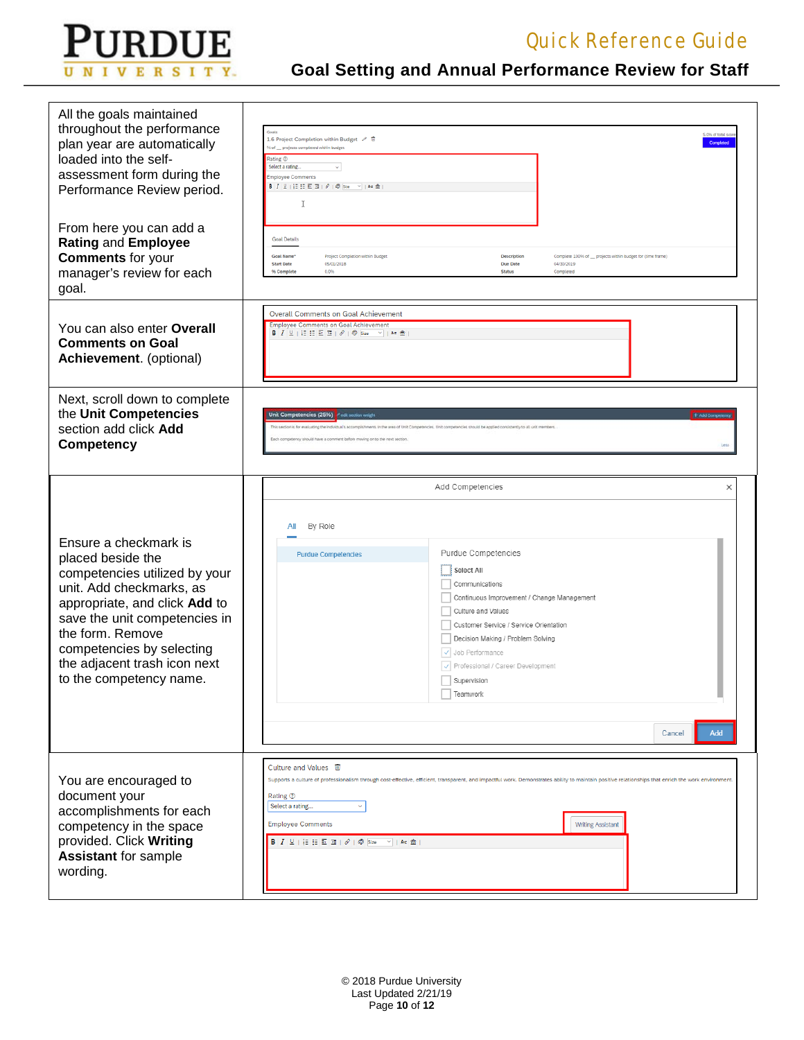| | |
|---|---|
| All the goals maintained throughout the performance plan year are automatically loaded into the self-assessment form during the Performance Review period.<br><br>From here you can add a **Rating** and **Employee Comments** for your manager's review for each goal. | |
| You can also enter **Overall Comments on Goal Achievement**. (optional) | |
| Next, scroll down to complete the **Unit Competencies** section add click **Add Competency** | |
| Ensure a checkmark is placed beside the competencies utilized by your unit. Add checkmarks, as appropriate, and click **Add** to save the unit competencies in the form. Remove competencies by selecting the adjacent trash icon next to the competency name. | |
| You are encouraged to document your accomplishments for each competency in the space provided. Click **Writing Assistant** for sample wording. | |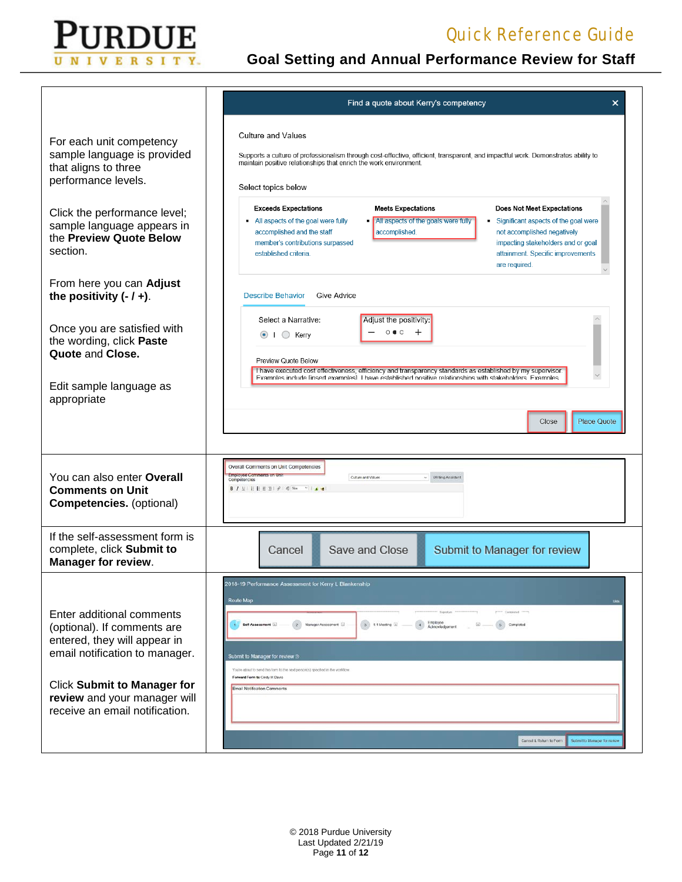For each unit competency sample language is provided that aligns to three performance levels.

Click the performance level; sample language appears in the **Preview Quote Below** section.

From here you can **Adjust the positivity (- / +)**.

Once you are satisfied with the wording, click **Paste Quote** and **Close.**

Edit sample language as appropriate

Find a quote about Kerry's competency

Culture and Values

Supports a culture of professionalism through cost-effective, efficient, transparent, and impactful work. Demonstrates ability to maintain positive relationships that enrich the work environment.

Select topics below

| Exceeds Expectations | Meets Expectations | Does Not Meet Expectations |
|---|---|---|
| All aspects of the goal were fully accomplished and the staff member's contributions surpassed established criteria. | All aspects of the goals were fully accomplished. | Significant aspects of the goal were not accomplished negatively impacting stakeholders and or goal attainment. Specific improvements are required. |

Describe Behavior | Give Advice

Select a Narrative: I / Kerry

Adjust the positivity: − ○●○ +

Preview Quote Below

I have executed cost effectiveness, efficiency and transparency standards as established by my supervisor. Examples include [insert examples]. I have established positive relationships with stakeholders. Examples

Close | Place Quote

You can also enter **Overall Comments on Unit Competencies.** (optional)

Overall Comments on Unit Competencies

If the self-assessment form is complete, click **Submit to Manager for review**.

Cancel | Save and Close | Submit to Manager for review

Enter additional comments (optional). If comments are entered, they will appear in email notification to manager.

Click **Submit to Manager for review** and your manager will receive an email notification.

2018-19 Performance Assessment for Kerry L Blankenship

Route Map: 1 Self-Assessment → 2 Manager Assessment → 3 1:1 Meeting → 4 Employee Acknowledgement → 5 Completed

Submit to Manager for review

You're about to send this form to the next person(s) specified in the workflow.

Forward Form to Cindy M Davis

Email Notification Comments

Cancel & Return to Form | Submit to Manager for review

© 2018 Purdue University
Last Updated 2/21/19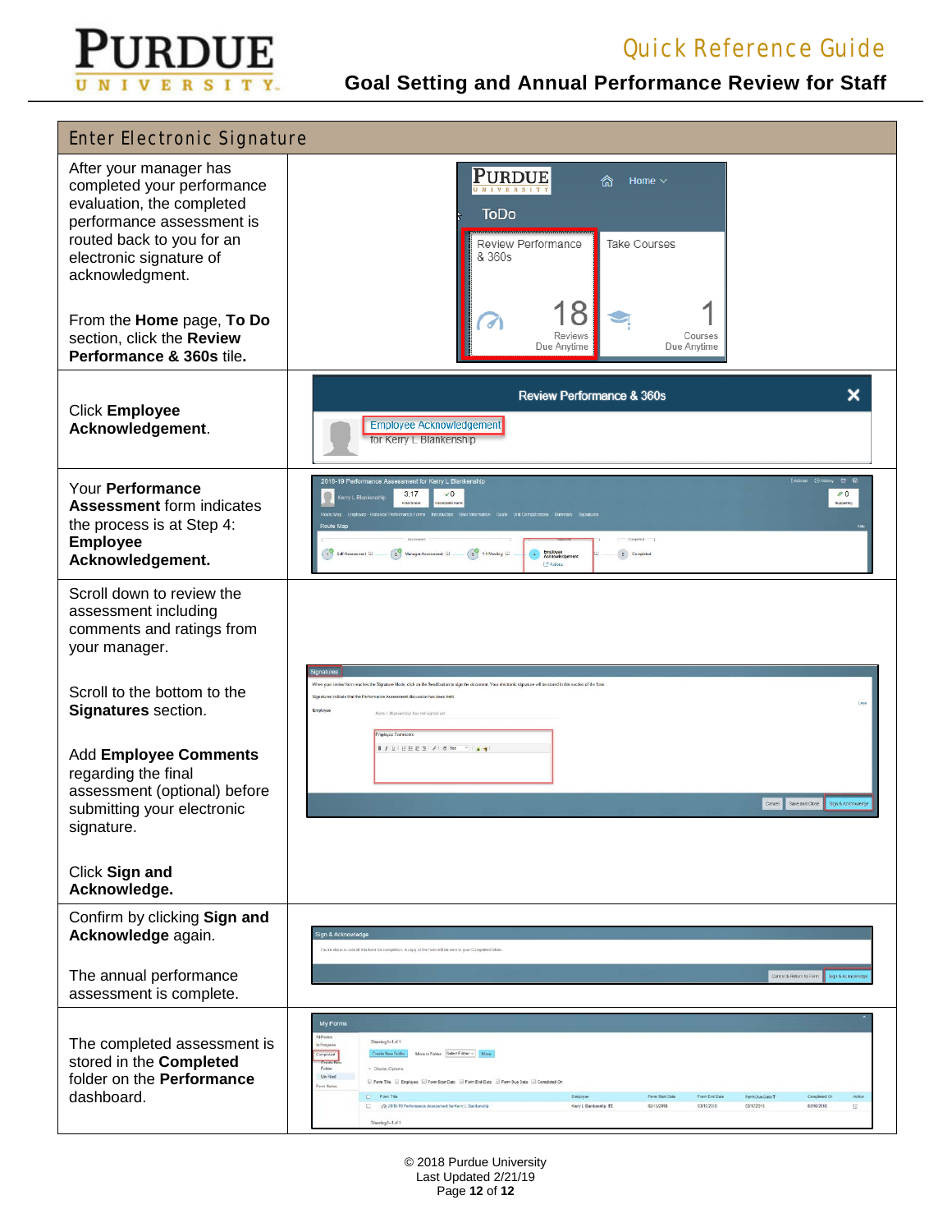## Enter Electronic Signature

| | |
|---|---|
| After your manager has completed your performance evaluation, the completed performance assessment is routed back to you for an electronic signature of acknowledgment.<br><br>From the **Home** page, **To Do** section, click the **Review Performance & 360s** tile. | |
| Click **Employee Acknowledgement**. | |
| Your **Performance Assessment** form indicates the process is at Step 4: **Employee Acknowledgement.** | |
| Scroll down to review the assessment including comments and ratings from your manager.<br><br>Scroll to the bottom to the **Signatures** section.<br><br>Add **Employee Comments** regarding the final assessment (optional) before submitting your electronic signature.<br><br>Click **Sign and Acknowledge.** | |
| Confirm by clicking **Sign and Acknowledge** again.<br><br>The annual performance assessment is complete. | |
| The completed assessment is stored in the **Completed** folder on the **Performance** dashboard. | |

© 2018 Purdue University
Last Updated 2/21/19